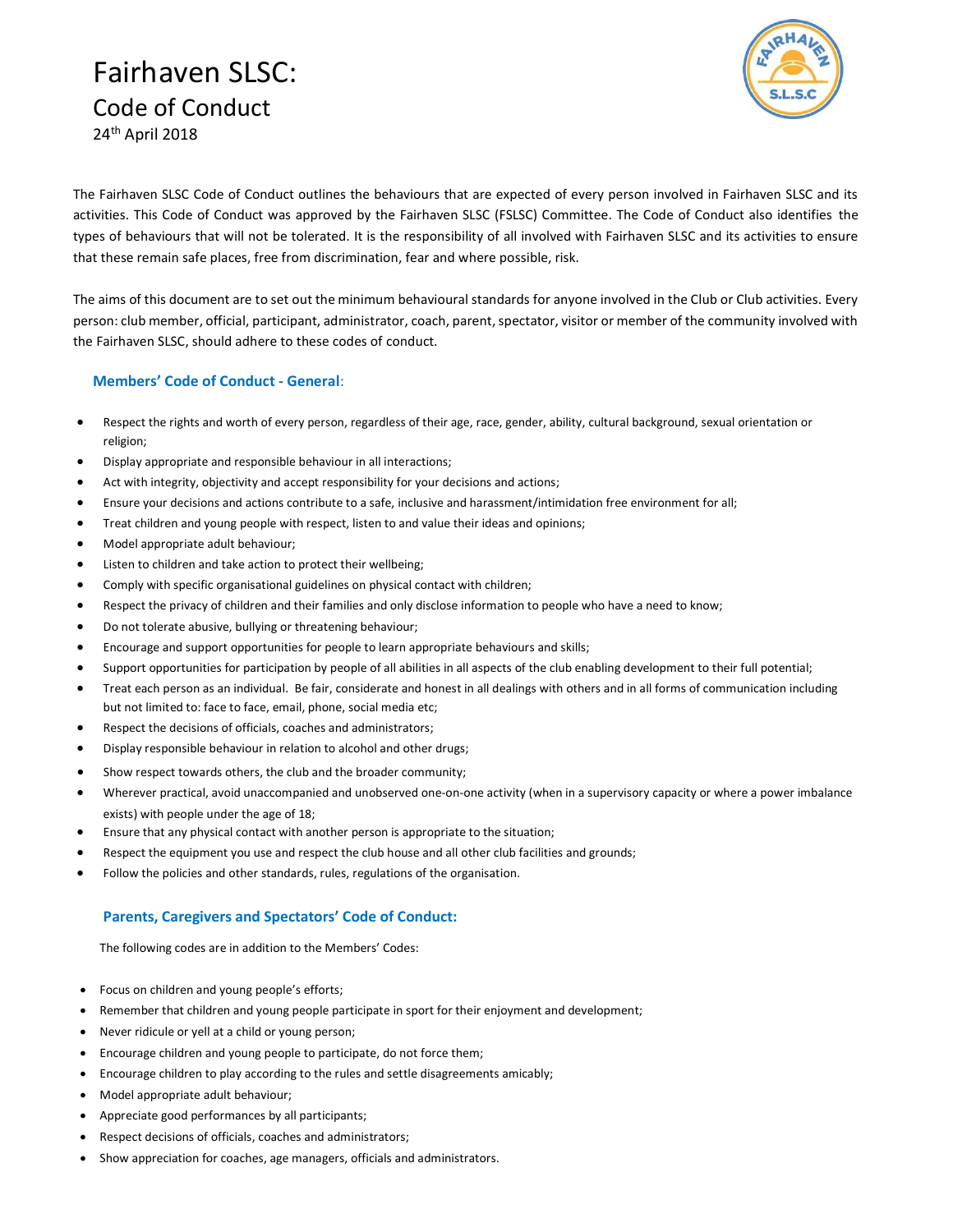# Fairhaven SLSC:

## Code of Conduct

24th April 2018

The Fairhaven SLSC Code of Conduct outlines the behaviours that are expected of every person involved in Fairhaven SLSC and its activities. This Code of Conduct was approved by the Fairhaven SLSC (FSLSC) Committee. The Code of Conduct also identifies the types of behaviours that will not be tolerated. It is the responsibility of all involved with Fairhaven SLSC and its activities to ensure that these remain safe places, free from discrimination, fear and where possible, risk.

The aims of this document are to set out the minimum behavioural standards for anyone involved in the Club or Club activities. Every person: club member, official, participant, administrator, coach, parent, spectator, visitor or member of the community involved with the Fairhaven SLSC, should adhere to these codes of conduct.

### Members' Code of Conduct - General:

- Respect the rights and worth of every person, regardless of their age, race, gender, ability, cultural background, sexual orientation or religion;
- Display appropriate and responsible behaviour in all interactions;
- Act with integrity, objectivity and accept responsibility for your decisions and actions;
- Ensure your decisions and actions contribute to a safe, inclusive and harassment/intimidation free environment for all;
- Treat children and young people with respect, listen to and value their ideas and opinions;
- Model appropriate adult behaviour;
- Listen to children and take action to protect their wellbeing;
- Comply with specific organisational guidelines on physical contact with children;
- Respect the privacy of children and their families and only disclose information to people who have a need to know;
- Do not tolerate abusive, bullying or threatening behaviour;
- Encourage and support opportunities for people to learn appropriate behaviours and skills;
- Support opportunities for participation by people of all abilities in all aspects of the club enabling development to their full potential;
- Treat each person as an individual. Be fair, considerate and honest in all dealings with others and in all forms of communication including but not limited to: face to face, email, phone, social media etc;
- Respect the decisions of officials, coaches and administrators;
- Display responsible behaviour in relation to alcohol and other drugs;
- Show respect towards others, the club and the broader community;
- Wherever practical, avoid unaccompanied and unobserved one-on-one activity (when in a supervisory capacity or where a power imbalance exists) with people under the age of 18;
- Ensure that any physical contact with another person is appropriate to the situation;
- Respect the equipment you use and respect the club house and all other club facilities and grounds;
- Follow the policies and other standards, rules, regulations of the organisation.

### Parents, Caregivers and Spectators' Code of Conduct:

The following codes are in addition to the Members' Codes:

- Focus on children and young people's efforts;
- Remember that children and young people participate in sport for their enjoyment and development;
- Never ridicule or yell at a child or young person;
- Encourage children and young people to participate, do not force them;
- Encourage children to play according to the rules and settle disagreements amicably;
- Model appropriate adult behaviour;
- Appreciate good performances by all participants;
- Respect decisions of officials, coaches and administrators;
- Show appreciation for coaches, age managers, officials and administrators.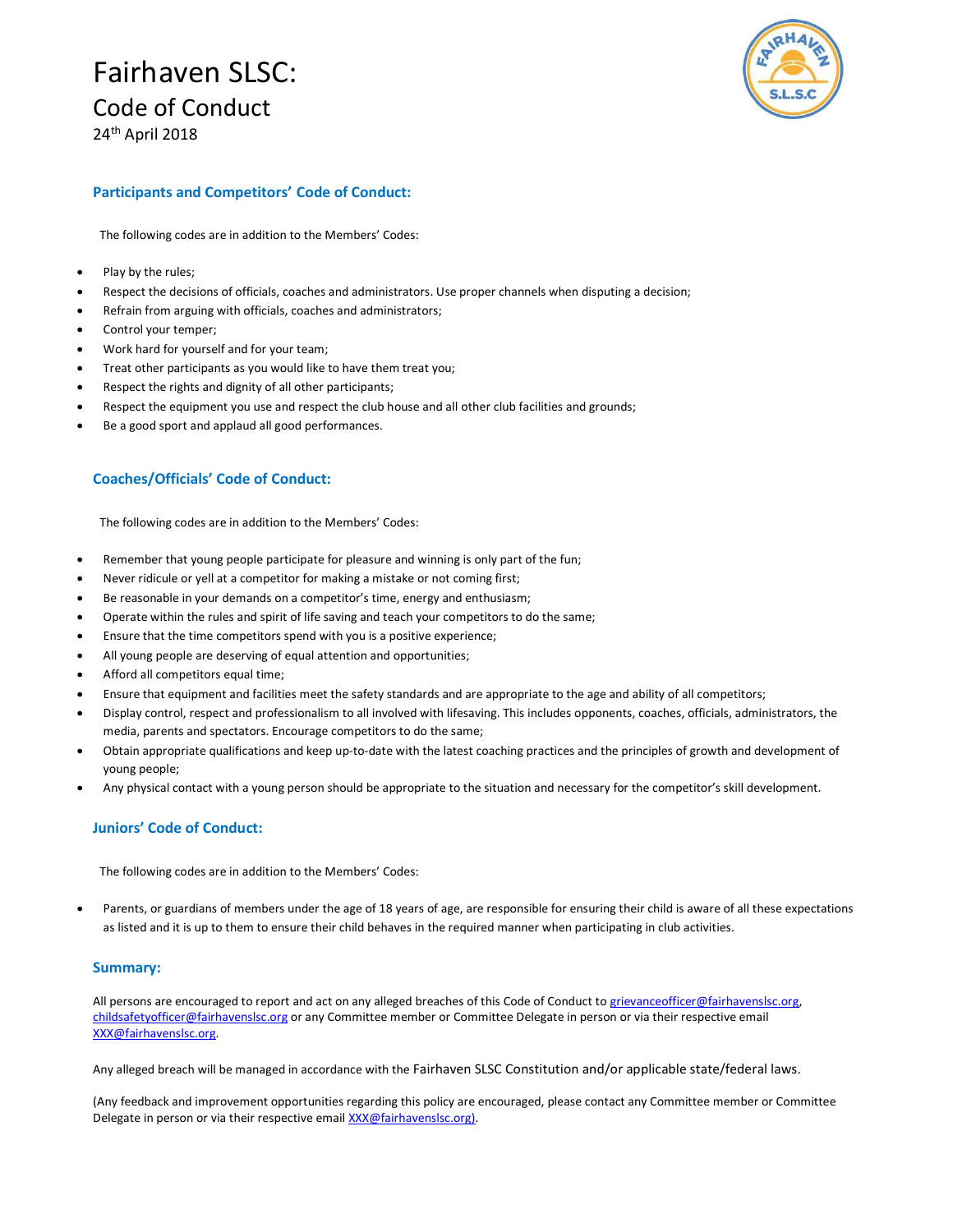# Fairhaven SLSC:
## Code of Conduct
24th April 2018

### Participants and Competitors' Code of Conduct:

The following codes are in addition to the Members' Codes:

- Play by the rules;
- Respect the decisions of officials, coaches and administrators. Use proper channels when disputing a decision;
- Refrain from arguing with officials, coaches and administrators;
- Control your temper;
- Work hard for yourself and for your team;
- Treat other participants as you would like to have them treat you;
- Respect the rights and dignity of all other participants;
- Respect the equipment you use and respect the club house and all other club facilities and grounds;
- Be a good sport and applaud all good performances.

### Coaches/Officials' Code of Conduct:

The following codes are in addition to the Members' Codes:

- Remember that young people participate for pleasure and winning is only part of the fun;
- Never ridicule or yell at a competitor for making a mistake or not coming first;
- Be reasonable in your demands on a competitor's time, energy and enthusiasm;
- Operate within the rules and spirit of life saving and teach your competitors to do the same;
- Ensure that the time competitors spend with you is a positive experience;
- All young people are deserving of equal attention and opportunities;
- Afford all competitors equal time;
- Ensure that equipment and facilities meet the safety standards and are appropriate to the age and ability of all competitors;
- Display control, respect and professionalism to all involved with lifesaving. This includes opponents, coaches, officials, administrators, the media, parents and spectators. Encourage competitors to do the same;
- Obtain appropriate qualifications and keep up-to-date with the latest coaching practices and the principles of growth and development of young people;
- Any physical contact with a young person should be appropriate to the situation and necessary for the competitor's skill development.

### Juniors' Code of Conduct:

The following codes are in addition to the Members' Codes:

- Parents, or guardians of members under the age of 18 years of age, are responsible for ensuring their child is aware of all these expectations as listed and it is up to them to ensure their child behaves in the required manner when participating in club activities.

### Summary:

All persons are encouraged to report and act on any alleged breaches of this Code of Conduct to grievanceofficer@fairhavenslsc.org, childsafetyofficer@fairhavenslsc.org or any Committee member or Committee Delegate in person or via their respective email XXX@fairhavenslsc.org.

Any alleged breach will be managed in accordance with the Fairhaven SLSC Constitution and/or applicable state/federal laws.

(Any feedback and improvement opportunities regarding this policy are encouraged, please contact any Committee member or Committee Delegate in person or via their respective email XXX@fairhavenslsc.org).